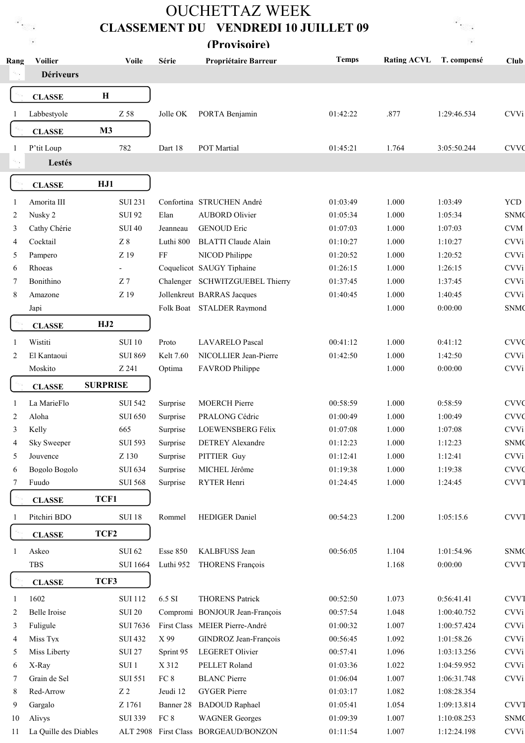# OUCHETTAZ WEEK

## CLASSEMENT DU VENDREDI 10 JUILLET 09

### (Provisoire)

| Rang | Voilier | Voile | Série | Propriétaire Barreur | Temps | Rating ACVL | T. compensé | Club |
|---|---|---|---|---|---|---|---|---|
| **Dériveurs** | | | | | | | | |
| **CLASSE H** | | | | | | | | |
| 1 | Labbestyole | Z 58 | Jolle OK | PORTA Benjamin | 01:42:22 | .877 | 1:29:46.534 | CVVi |
| **CLASSE M3** | | | | | | | | |
| 1 | P'tit Loup | 782 | Dart 18 | POT Martial | 01:45:21 | 1.764 | 3:05:50.244 | CVVC |
| **Lestés** | | | | | | | | |
| **CLASSE HJ1** | | | | | | | | |
| 1 | Amorita III | SUI 231 | Confortina | STRUCHEN André | 01:03:49 | 1.000 | 1:03:49 | YCD |
| 2 | Nusky 2 | SUI 92 | Elan | AUBORD Olivier | 01:05:34 | 1.000 | 1:05:34 | SNMC |
| 3 | Cathy Chérie | SUI 40 | Jeanneau | GENOUD Eric | 01:07:03 | 1.000 | 1:07:03 | CVM |
| 4 | Cocktail | Z 8 | Luthi 800 | BLATTI Claude Alain | 01:10:27 | 1.000 | 1:10:27 | CVVi |
| 5 | Pampero | Z 19 | FF | NICOD Philippe | 01:20:52 | 1.000 | 1:20:52 | CVVi |
| 6 | Rhoeas | - | Coquelicot | SAUGY Tiphaine | 01:26:15 | 1.000 | 1:26:15 | CVVi |
| 7 | Bonithino | Z 7 | Chalenger | SCHWITZGUEBEL Thierry | 01:37:45 | 1.000 | 1:37:45 | CVVi |
| 8 | Amazone | Z 19 | Jollenkreut | BARRAS Jacques | 01:40:45 | 1.000 | 1:40:45 | CVVi |
| | Japi | | Folk Boat | STALDER Raymond | | 1.000 | 0:00:00 | SNMC |
| **CLASSE HJ2** | | | | | | | | |
| 1 | Wistiti | SUI 10 | Proto | LAVARELO Pascal | 00:41:12 | 1.000 | 0:41:12 | CVVC |
| 2 | El Kantaoui | SUI 869 | Kelt 7.60 | NICOLLIER Jean-Pierre | 01:42:50 | 1.000 | 1:42:50 | CVVi |
| | Moskito | Z 241 | Optima | FAVROD Philippe | | 1.000 | 0:00:00 | CVVi |
| **CLASSE SURPRISE** | | | | | | | | |
| 1 | La MarieFlo | SUI 542 | Surprise | MOERCH Pierre | 00:58:59 | 1.000 | 0:58:59 | CVVC |
| 2 | Aloha | SUI 650 | Surprise | PRALONG Cédric | 01:00:49 | 1.000 | 1:00:49 | CVVC |
| 3 | Kelly | 665 | Surprise | LOEWENSBERG Félix | 01:07:08 | 1.000 | 1:07:08 | CVVi |
| 4 | Sky Sweeper | SUI 593 | Surprise | DETREY Alexandre | 01:12:23 | 1.000 | 1:12:23 | SNMC |
| 5 | Jouvence | Z 130 | Surprise | PITTIER Guy | 01:12:41 | 1.000 | 1:12:41 | CVVi |
| 6 | Bogolo Bogolo | SUI 634 | Surprise | MICHEL Jérôme | 01:19:38 | 1.000 | 1:19:38 | CVVC |
| 7 | Fuudo | SUI 568 | Surprise | RYTER Henri | 01:24:45 | 1.000 | 1:24:45 | CVVT |
| **CLASSE TCF1** | | | | | | | | |
| 1 | Pitchiri BDO | SUI 18 | Rommel | HEDIGER Daniel | 00:54:23 | 1.200 | 1:05:15.6 | CVVT |
| **CLASSE TCF2** | | | | | | | | |
| 1 | Askeo | SUI 62 | Esse 850 | KALBFUSS Jean | 00:56:05 | 1.104 | 1:01:54.96 | SNMC |
| | TBS | SUI 1664 | Luthi 952 | THORENS François | | 1.168 | 0:00:00 | CVVT |
| **CLASSE TCF3** | | | | | | | | |
| 1 | 1602 | SUI 112 | 6.5 SI | THORENS Patrick | 00:52:50 | 1.073 | 0:56:41.41 | CVVT |
| 2 | Belle Iroise | SUI 20 | Compromi | BONJOUR Jean-François | 00:57:54 | 1.048 | 1:00:40.752 | CVVi |
| 3 | Fuligule | SUI 7636 | First Class | MEIER Pierre-André | 01:00:32 | 1.007 | 1:00:57.424 | CVVi |
| 4 | Miss Tyx | SUI 432 | X 99 | GINDROZ Jean-François | 00:56:45 | 1.092 | 1:01:58.26 | CVVi |
| 5 | Miss Liberty | SUI 27 | Sprint 95 | LEGERET Olivier | 00:57:41 | 1.096 | 1:03:13.256 | CVVi |
| 6 | X-Ray | SUI 1 | X 312 | PELLET Roland | 01:03:36 | 1.022 | 1:04:59.952 | CVVi |
| 7 | Grain de Sel | SUI 551 | FC 8 | BLANC Pierre | 01:06:04 | 1.007 | 1:06:31.748 | CVVi |
| 8 | Red-Arrow | Z 2 | Jeudi 12 | GYGER Pierre | 01:03:17 | 1.082 | 1:08:28.354 | |
| 9 | Gargalo | Z 1761 | Banner 28 | BADOUD Raphael | 01:05:41 | 1.054 | 1:09:13.814 | CVVT |
| 10 | Alivys | SUI 339 | FC 8 | WAGNER Georges | 01:09:39 | 1.007 | 1:10:08.253 | SNMC |
| 11 | La Quille des Diables | ALT 2908 | First Class | BORGEAUD/BONZON | 01:11:54 | 1.007 | 1:12:24.198 | CVVi |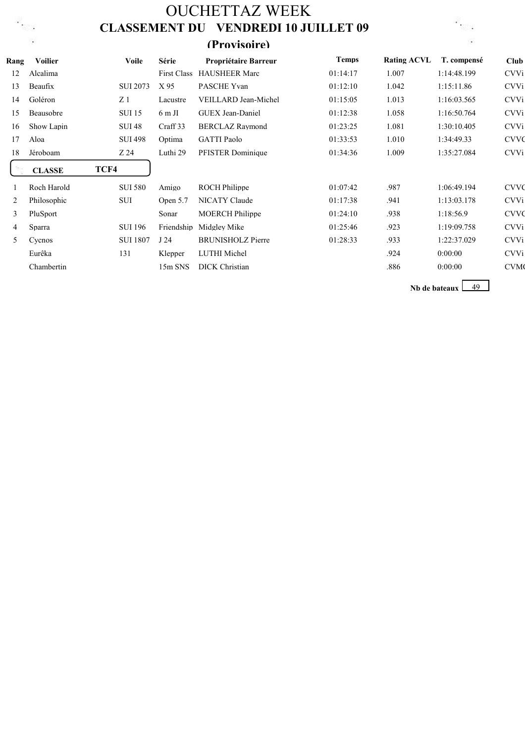# OUCHETTAZ WEEK

## CLASSEMENT DU VENDREDI 10 JUILLET 09

## (Provisoire)

| Rang | Voilier | Voile | Série | Propriétaire Barreur | Temps | Rating ACVL | T. compensé | Club |
|---|---|---|---|---|---|---|---|---|
| 12 | Alcalima | | First Class | HAUSHEER Marc | 01:14:17 | 1.007 | 1:14:48.199 | CVVi |
| 13 | Beaufix | SUI 2073 | X 95 | PASCHE Yvan | 01:12:10 | 1.042 | 1:15:11.86 | CVVi |
| 14 | Goléron | Z 1 | Lacustre | VEILLARD Jean-Michel | 01:15:05 | 1.013 | 1:16:03.565 | CVVi |
| 15 | Beausobre | SUI 15 | 6 m JI | GUEX Jean-Daniel | 01:12:38 | 1.058 | 1:16:50.764 | CVVi |
| 16 | Show Lapin | SUI 48 | Craff 33 | BERCLAZ Raymond | 01:23:25 | 1.081 | 1:30:10.405 | CVVi |
| 17 | Aloa | SUI 498 | Optima | GATTI Paolo | 01:33:53 | 1.010 | 1:34:49.33 | CVVC |
| 18 | Jéroboam | Z 24 | Luthi 29 | PFISTER Dominique | 01:34:36 | 1.009 | 1:35:27.084 | CVVi |
| **CLASSE** | **TCF4** | | | | | | | |
| 1 | Roch Harold | SUI 580 | Amigo | ROCH Philippe | 01:07:42 | .987 | 1:06:49.194 | CVVC |
| 2 | Philosophic | SUI | Open 5.7 | NICATY Claude | 01:17:38 | .941 | 1:13:03.178 | CVVi |
| 3 | PluSport | | Sonar | MOERCH Philippe | 01:24:10 | .938 | 1:18:56.9 | CVVC |
| 4 | Sparra | SUI 196 | Friendship | Midgley Mike | 01:25:46 | .923 | 1:19:09.758 | CVVi |
| 5 | Cycnos | SUI 1807 | J 24 | BRUNISHOLZ Pierre | 01:28:33 | .933 | 1:22:37.029 | CVVi |
| | Eurêka | 131 | Klepper | LUTHI Michel | | .924 | 0:00:00 | CVVi |
| | Chambertin | | 15m SNS | DICK Christian | | .886 | 0:00:00 | CVMC |

**Nb de bateaux** 49